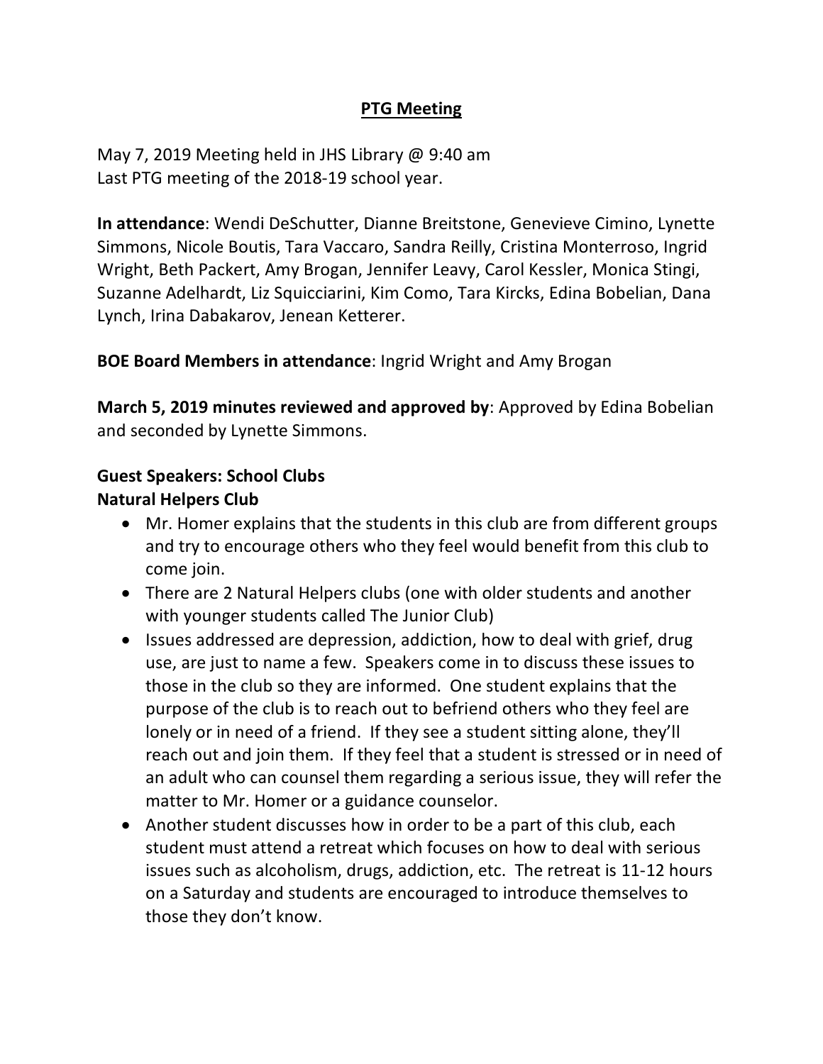# PTG Meeting

May 7, 2019 Meeting held in JHS Library @ 9:40 am
Last PTG meeting of the 2018-19 school year.

**In attendance**: Wendi DeSchutter, Dianne Breitstone, Genevieve Cimino, Lynette Simmons, Nicole Boutis, Tara Vaccaro, Sandra Reilly, Cristina Monterroso, Ingrid Wright, Beth Packert, Amy Brogan, Jennifer Leavy, Carol Kessler, Monica Stingi, Suzanne Adelhardt, Liz Squicciarini, Kim Como, Tara Kircks, Edina Bobelian, Dana Lynch, Irina Dabakarov, Jenean Ketterer.

**BOE Board Members in attendance**: Ingrid Wright and Amy Brogan

**March 5, 2019 minutes reviewed and approved by**: Approved by Edina Bobelian and seconded by Lynette Simmons.

**Guest Speakers: School Clubs**
**Natural Helpers Club**

- Mr. Homer explains that the students in this club are from different groups and try to encourage others who they feel would benefit from this club to come join.
- There are 2 Natural Helpers clubs (one with older students and another with younger students called The Junior Club)
- Issues addressed are depression, addiction, how to deal with grief, drug use, are just to name a few. Speakers come in to discuss these issues to those in the club so they are informed. One student explains that the purpose of the club is to reach out to befriend others who they feel are lonely or in need of a friend. If they see a student sitting alone, they'll reach out and join them. If they feel that a student is stressed or in need of an adult who can counsel them regarding a serious issue, they will refer the matter to Mr. Homer or a guidance counselor.
- Another student discusses how in order to be a part of this club, each student must attend a retreat which focuses on how to deal with serious issues such as alcoholism, drugs, addiction, etc. The retreat is 11-12 hours on a Saturday and students are encouraged to introduce themselves to those they don't know.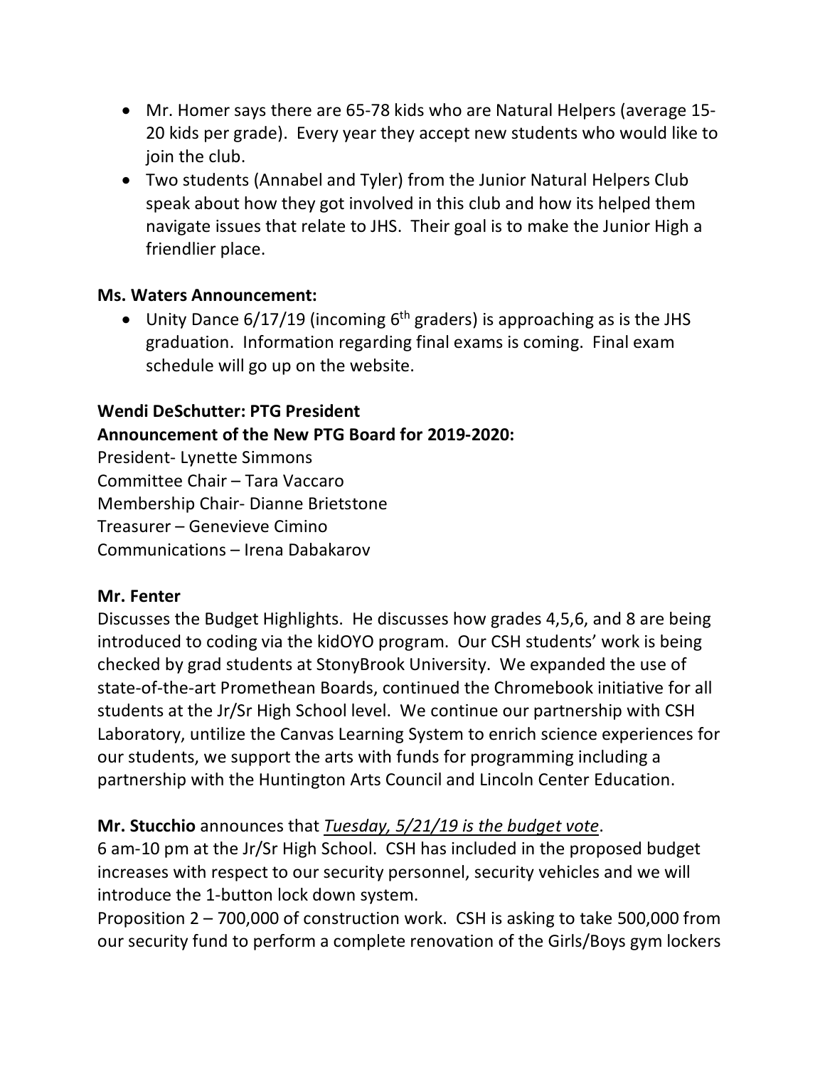- Mr. Homer says there are 65-78 kids who are Natural Helpers (average 15-20 kids per grade). Every year they accept new students who would like to join the club.
- Two students (Annabel and Tyler) from the Junior Natural Helpers Club speak about how they got involved in this club and how its helped them navigate issues that relate to JHS. Their goal is to make the Junior High a friendlier place.

**Ms. Waters Announcement:**

- Unity Dance 6/17/19 (incoming 6th graders) is approaching as is the JHS graduation. Information regarding final exams is coming. Final exam schedule will go up on the website.

**Wendi DeSchutter: PTG President**
**Announcement of the New PTG Board for 2019-2020:**

President- Lynette Simmons
Committee Chair – Tara Vaccaro
Membership Chair- Dianne Brietstone
Treasurer – Genevieve Cimino
Communications – Irena Dabakarov

**Mr. Fenter**

Discusses the Budget Highlights. He discusses how grades 4,5,6, and 8 are being introduced to coding via the kidOYO program. Our CSH students' work is being checked by grad students at StonyBrook University. We expanded the use of state-of-the-art Promethean Boards, continued the Chromebook initiative for all students at the Jr/Sr High School level. We continue our partnership with CSH Laboratory, untilize the Canvas Learning System to enrich science experiences for our students, we support the arts with funds for programming including a partnership with the Huntington Arts Council and Lincoln Center Education.

**Mr. Stucchio** announces that *Tuesday, 5/21/19 is the budget vote*.
6 am-10 pm at the Jr/Sr High School. CSH has included in the proposed budget increases with respect to our security personnel, security vehicles and we will introduce the 1-button lock down system.
Proposition 2 – 700,000 of construction work. CSH is asking to take 500,000 from our security fund to perform a complete renovation of the Girls/Boys gym lockers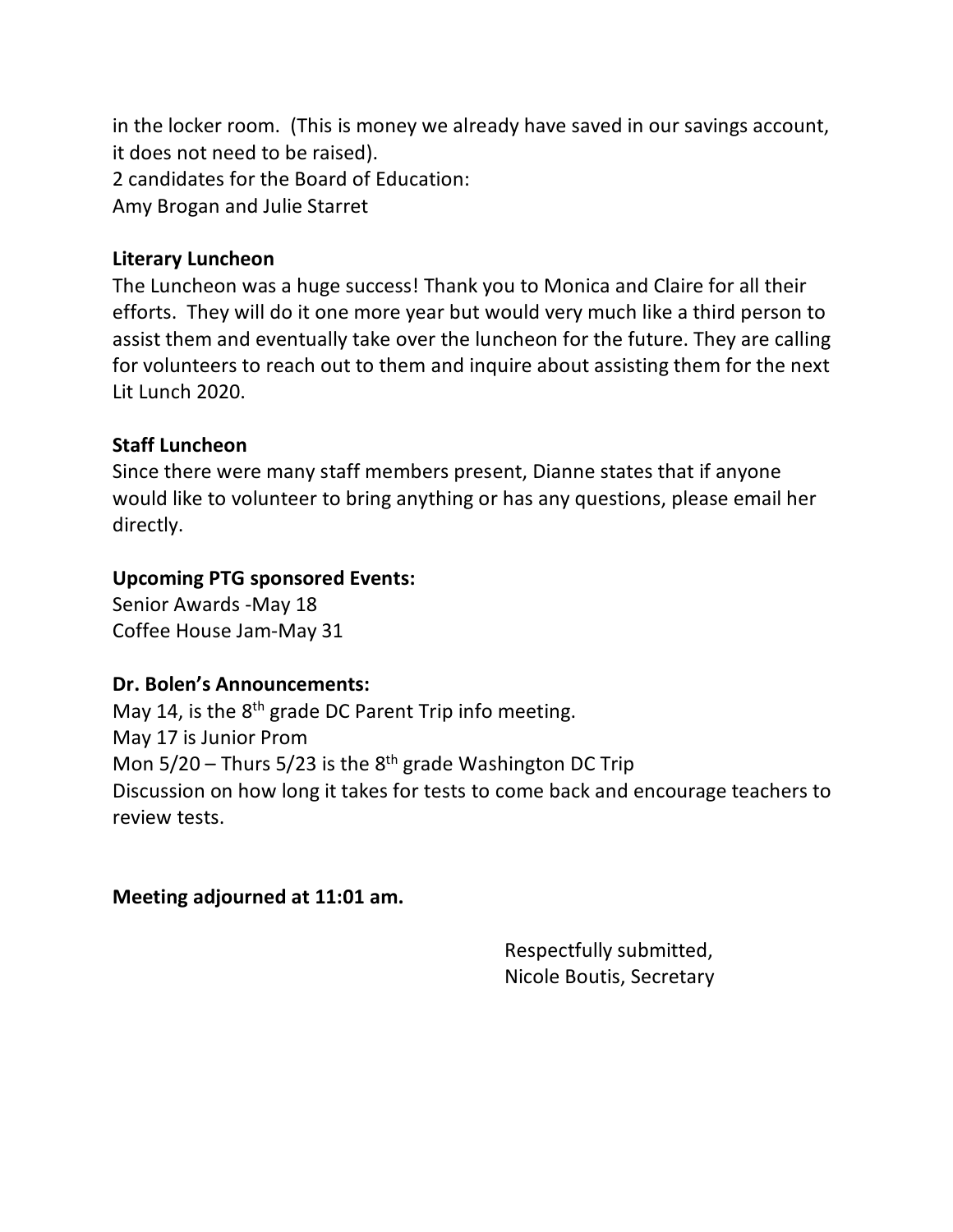in the locker room. (This is money we already have saved in our savings account, it does not need to be raised).
2 candidates for the Board of Education:
Amy Brogan and Julie Starret

**Literary Luncheon**
The Luncheon was a huge success! Thank you to Monica and Claire for all their efforts. They will do it one more year but would very much like a third person to assist them and eventually take over the luncheon for the future. They are calling for volunteers to reach out to them and inquire about assisting them for the next Lit Lunch 2020.

**Staff Luncheon**
Since there were many staff members present, Dianne states that if anyone would like to volunteer to bring anything or has any questions, please email her directly.

**Upcoming PTG sponsored Events:**
Senior Awards -May 18
Coffee House Jam-May 31

**Dr. Bolen's Announcements:**
May 14, is the 8th grade DC Parent Trip info meeting.
May 17 is Junior Prom
Mon 5/20 – Thurs 5/23 is the 8th grade Washington DC Trip
Discussion on how long it takes for tests to come back and encourage teachers to review tests.

**Meeting adjourned at 11:01 am.**

Respectfully submitted,
Nicole Boutis, Secretary